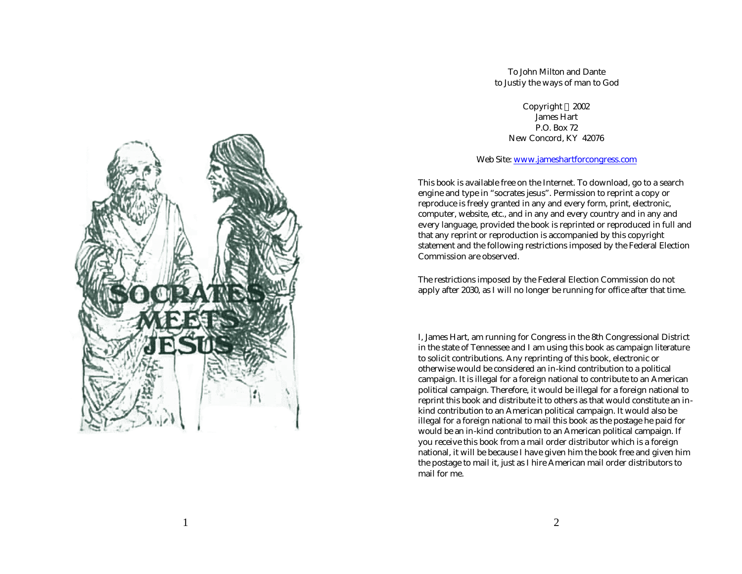# SOCRATES MEETS JESUS

To John Milton and Dante
to Justiy the ways of man to God

Copyright 2002
James Hart
P.O. Box 72
New Concord, KY 42076

Web Site: www.jameshartforcongress.com

This book is available free on the Internet. To download, go to a search engine and type in "socrates jesus". Permission to reprint a copy or reproduce is freely granted in any and every form, print, electronic, computer, website, etc., and in any and every country and in any and every language, provided the book is reprinted or reproduced in full and that any reprint or reproduction is accompanied by this copyright statement and the following restrictions imposed by the Federal Election Commission are observed.

The restrictions imposed by the Federal Election Commission do not apply after 2030, as I will no longer be running for office after that time.

I, James Hart, am running for Congress in the 8th Congressional District in the state of Tennessee and I am using this book as campaign literature to solicit contributions. Any reprinting of this book, electronic or otherwise would be considered an in-kind contribution to a political campaign. It is illegal for a foreign national to contribute to an American political campaign. Therefore, it would be illegal for a foreign national to reprint this book and distribute it to others as that would constitute an in-kind contribution to an American political campaign. It would also be illegal for a foreign national to mail this book as the postage he paid for would be an in-kind contribution to an American political campaign. If you receive this book from a mail order distributor which is a foreign national, it will be because I have given him the book free and given him the postage to mail it, just as I hire American mail order distributors to mail for me.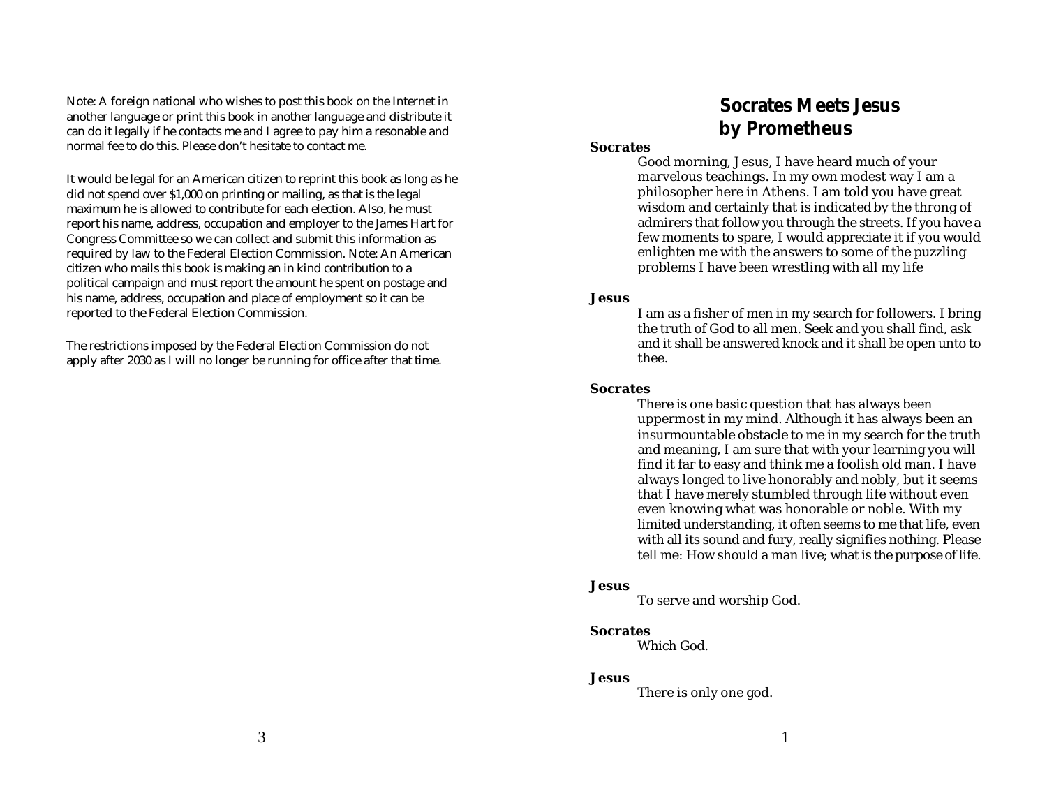Note: A foreign national who wishes to post this book on the Internet in another language or print this book in another language and distribute it can do it legally if he contacts me and I agree to pay him a resonable and normal fee to do this. Please don't hesitate to contact me.

It would be legal for an American citizen to reprint this book as long as he did not spend over $1,000 on printing or mailing, as that is the legal maximum he is allowed to contribute for each election. Also, he must report his name, address, occupation and employer to the James Hart for Congress Committee so we can collect and submit this information as required by law to the Federal Election Commission. Note: An American citizen who mails this book is making an in kind contribution to a political campaign and must report the amount he spent on postage and his name, address, occupation and place of employment so it can be reported to the Federal Election Commission.

The restrictions imposed by the Federal Election Commission do not apply after 2030 as I will no longer be running for office after that time.

# Socrates Meets Jesus
## by Prometheus

**Socrates**

Good morning, Jesus, I have heard much of your marvelous teachings. In my own modest way I am a philosopher here in Athens. I am told you have great wisdom and certainly that is indicated by the throng of admirers that follow you through the streets. If you have a few moments to spare, I would appreciate it if you would enlighten me with the answers to some of the puzzling problems I have been wrestling with all my life

**Jesus**

I am as a fisher of men in my search for followers. I bring the truth of God to all men. Seek and you shall find, ask and it shall be answered knock and it shall be open unto to thee.

**Socrates**

There is one basic question that has always been uppermost in my mind. Although it has always been an insurmountable obstacle to me in my search for the truth and meaning, I am sure that with your learning you will find it far to easy and think me a foolish old man. I have always longed to live honorably and nobly, but it seems that I have merely stumbled through life without even even knowing what was honorable or noble. With my limited understanding, it often seems to me that life, even with all its sound and fury, really signifies nothing. Please tell me: How should a man live; what is the purpose of life.

**Jesus**

To serve and worship God.

**Socrates**

Which God.

**Jesus**

There is only one god.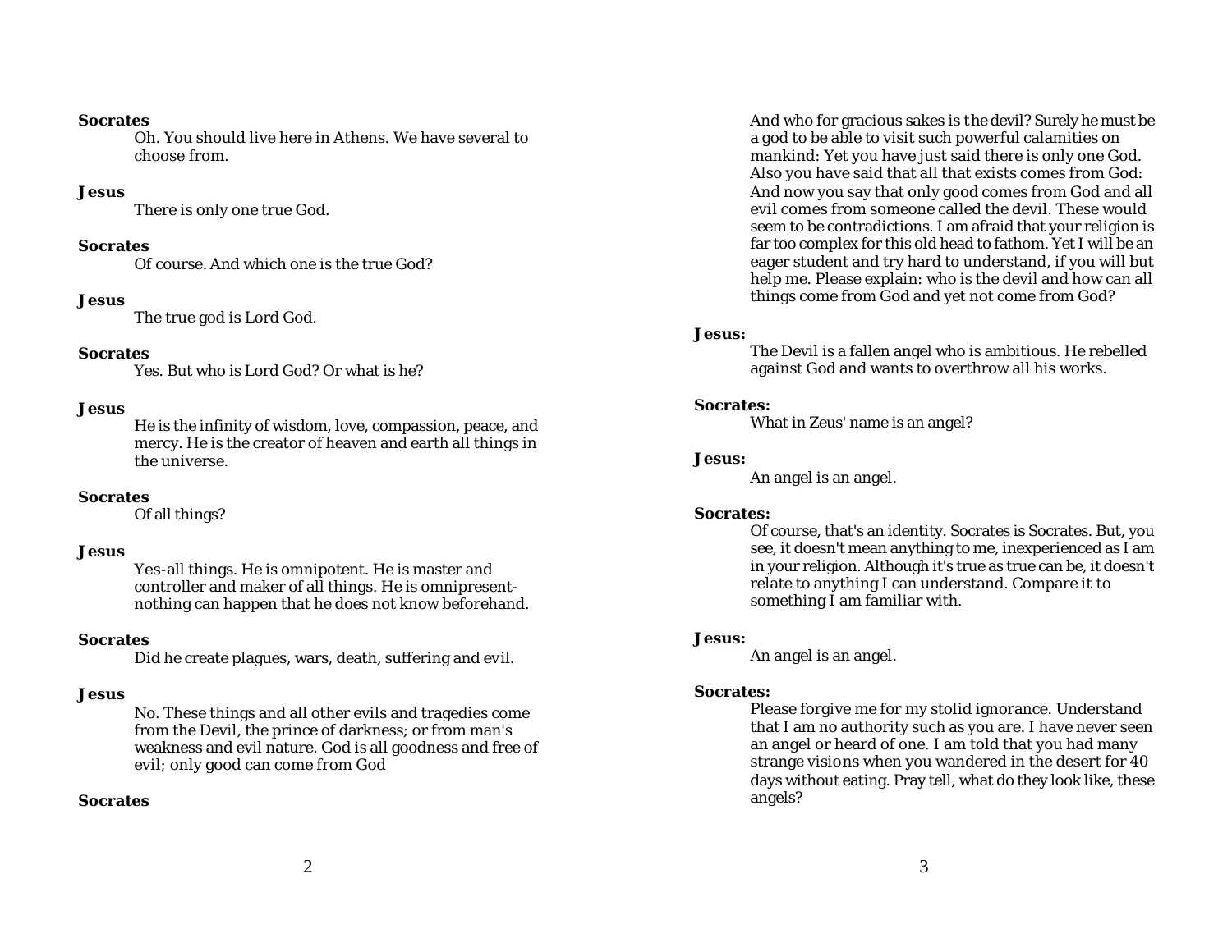**Socrates**

Oh. You should live here in Athens. We have several to choose from.

**Jesus**

There is only one true God.

**Socrates**

Of course. And which one is the true God?

**Jesus**

The true god is Lord God.

**Socrates**

Yes. But who is Lord God? Or what is he?

**Jesus**

He is the infinity of wisdom, love, compassion, peace, and mercy. He is the creator of heaven and earth all things in the universe.

**Socrates**

Of all things?

**Jesus**

Yes-all things. He is omnipotent. He is master and controller and maker of all things. He is omnipresent-nothing can happen that he does not know beforehand.

**Socrates**

Did he create plagues, wars, death, suffering and evil.

**Jesus**

No. These things and all other evils and tragedies come from the Devil, the prince of darkness; or from man's weakness and evil nature. God is all goodness and free of evil; only good can come from God

**Socrates**

And who for gracious sakes is the devil? Surely he must be a god to be able to visit such powerful calamities on mankind: Yet you have just said there is only one God. Also you have said that all that exists comes from God: And now you say that only good comes from God and all evil comes from someone called the devil. These would seem to be contradictions. I am afraid that your religion is far too complex for this old head to fathom. Yet I will be an eager student and try hard to understand, if you will but help me. Please explain: who is the devil and how can all things come from God and yet not come from God?

**Jesus:**

The Devil is a fallen angel who is ambitious. He rebelled against God and wants to overthrow all his works.

**Socrates:**

What in Zeus' name is an angel?

**Jesus:**

An angel is an angel.

**Socrates:**

Of course, that's an identity. Socrates is Socrates. But, you see, it doesn't mean anything to me, inexperienced as I am in your religion. Although it's true as true can be, it doesn't relate to anything I can understand. Compare it to something I am familiar with.

**Jesus:**

An angel is an angel.

**Socrates:**

Please forgive me for my stolid ignorance. Understand that I am no authority such as you are. I have never seen an angel or heard of one. I am told that you had many strange visions when you wandered in the desert for 40 days without eating. Pray tell, what do they look like, these angels?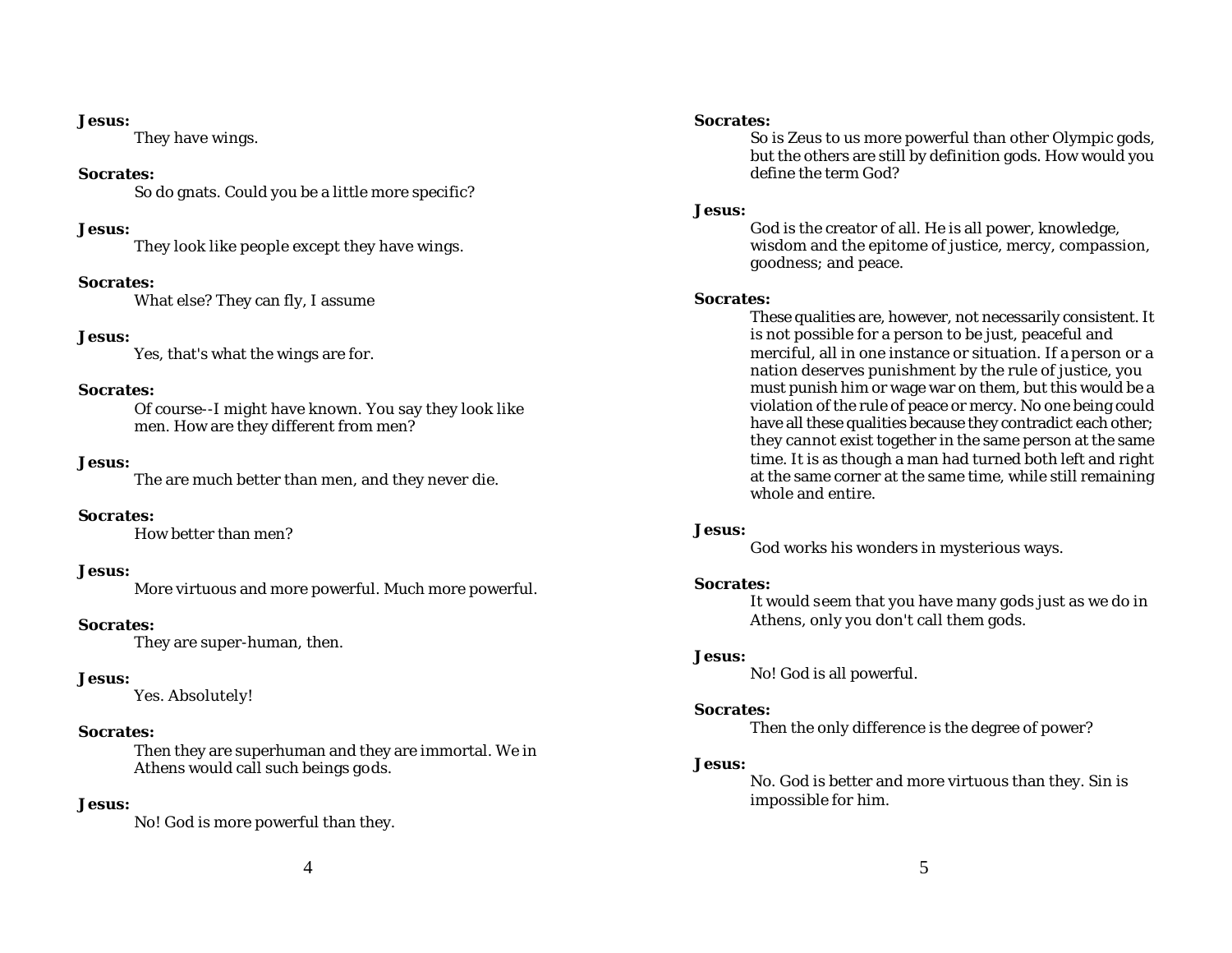**Jesus:**
They have wings.

**Socrates:**
So do gnats. Could you be a little more specific?

**Jesus:**
They look like people except they have wings.

**Socrates:**
What else? They can fly, I assume

**Jesus:**
Yes, that's what the wings are for.

**Socrates:**
Of course--I might have known. You say they look like men. How are they different from men?

**Jesus:**
The are much better than men, and they never die.

**Socrates:**
How better than men?

**Jesus:**
More virtuous and more powerful. Much more powerful.

**Socrates:**
They are super-human, then.

**Jesus:**
Yes. Absolutely!

**Socrates:**
Then they are superhuman and they are immortal. We in Athens would call such beings gods.

**Jesus:**
No! God is more powerful than they.

**Socrates:**
So is Zeus to us more powerful than other Olympic gods, but the others are still by definition gods. How would you define the term God?

**Jesus:**
God is the creator of all. He is all power, knowledge, wisdom and the epitome of justice, mercy, compassion, goodness; and peace.

**Socrates:**
These qualities are, however, not necessarily consistent. It is not possible for a person to be just, peaceful and merciful, all in one instance or situation. If a person or a nation deserves punishment by the rule of justice, you must punish him or wage war on them, but this would be a violation of the rule of peace or mercy. No one being could have all these qualities because they contradict each other; they cannot exist together in the same person at the same time. It is as though a man had turned both left and right at the same corner at the same time, while still remaining whole and entire.

**Jesus:**
God works his wonders in mysterious ways.

**Socrates:**
It would seem that you have many gods just as we do in Athens, only you don't call them gods.

**Jesus:**
No! God is all powerful.

**Socrates:**
Then the only difference is the degree of power?

**Jesus:**
No. God is better and more virtuous than they. Sin is impossible for him.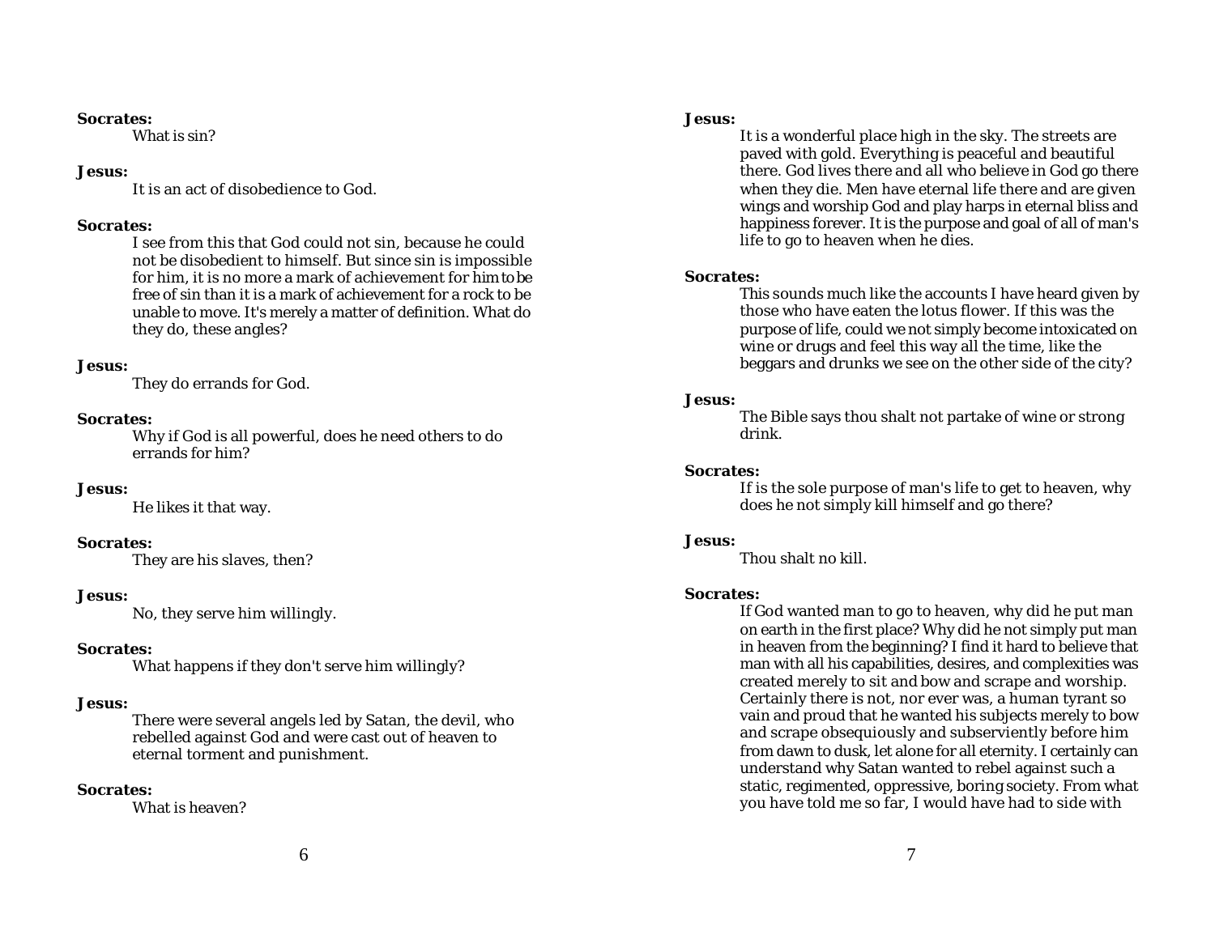**Socrates:**
What is sin?

**Jesus:**
It is an act of disobedience to God.

**Socrates:**
I see from this that God could not sin, because he could not be disobedient to himself. But since sin is impossible for him, it is no more a mark of achievement for him to be free of sin than it is a mark of achievement for a rock to be unable to move. It's merely a matter of definition. What do they do, these angles?

**Jesus:**
They do errands for God.

**Socrates:**
Why if God is all powerful, does he need others to do errands for him?

**Jesus:**
He likes it that way.

**Socrates:**
They are his slaves, then?

**Jesus:**
No, they serve him willingly.

**Socrates:**
What happens if they don't serve him willingly?

**Jesus:**
There were several angels led by Satan, the devil, who rebelled against God and were cast out of heaven to eternal torment and punishment.

**Socrates:**
What is heaven?

**Jesus:**
It is a wonderful place high in the sky. The streets are paved with gold. Everything is peaceful and beautiful there. God lives there and all who believe in God go there when they die. Men have eternal life there and are given wings and worship God and play harps in eternal bliss and happiness forever. It is the purpose and goal of all of man's life to go to heaven when he dies.

**Socrates:**
This sounds much like the accounts I have heard given by those who have eaten the lotus flower. If this was the purpose of life, could we not simply become intoxicated on wine or drugs and feel this way all the time, like the beggars and drunks we see on the other side of the city?

**Jesus:**
The Bible says thou shalt not partake of wine or strong drink.

**Socrates:**
If is the sole purpose of man's life to get to heaven, why does he not simply kill himself and go there?

**Jesus:**
Thou shalt no kill.

**Socrates:**
If God wanted man to go to heaven, why did he put man on earth in the first place? Why did he not simply put man in heaven from the beginning? I find it hard to believe that man with all his capabilities, desires, and complexities was created merely to sit and bow and scrape and worship. Certainly there is not, nor ever was, a human tyrant so vain and proud that he wanted his subjects merely to bow and scrape obsequiously and subserviently before him from dawn to dusk, let alone for all eternity. I certainly can understand why Satan wanted to rebel against such a static, regimented, oppressive, boring society. From what you have told me so far, I would have had to side with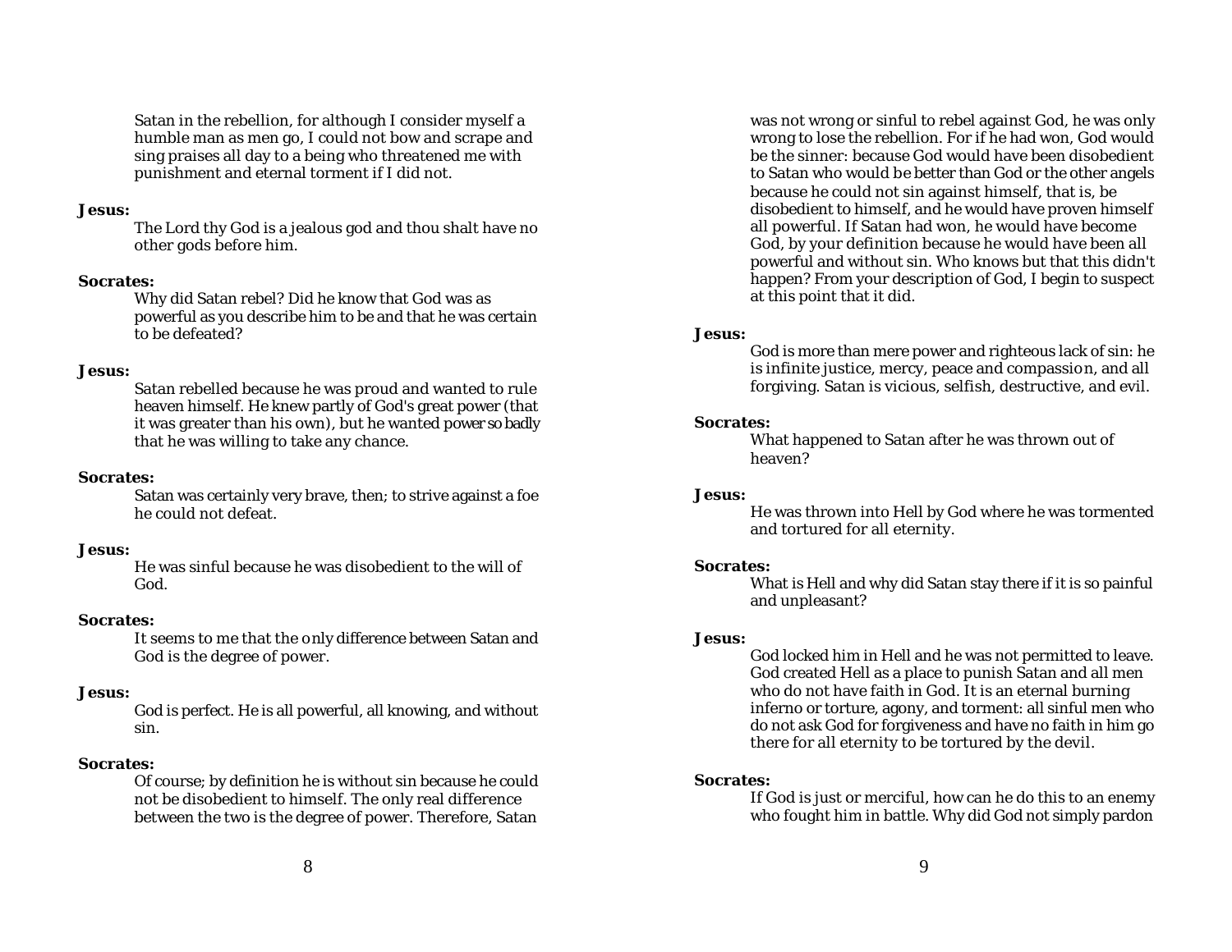Satan in the rebellion, for although I consider myself a humble man as men go, I could not bow and scrape and sing praises all day to a being who threatened me with punishment and eternal torment if I did not.

**Jesus:**

The Lord thy God is a jealous god and thou shalt have no other gods before him.

**Socrates:**

Why did Satan rebel? Did he know that God was as powerful as you describe him to be and that he was certain to be defeated?

**Jesus:**

Satan rebelled because he was proud and wanted to rule heaven himself. He knew partly of God's great power (that it was greater than his own), but he wanted power so badly that he was willing to take any chance.

**Socrates:**

Satan was certainly very brave, then; to strive against a foe he could not defeat.

**Jesus:**

He was sinful because he was disobedient to the will of God.

**Socrates:**

It seems to me that the only difference between Satan and God is the degree of power.

**Jesus:**

God is perfect. He is all powerful, all knowing, and without sin.

**Socrates:**

Of course; by definition he is without sin because he could not be disobedient to himself. The only real difference between the two is the degree of power. Therefore, Satan was not wrong or sinful to rebel against God, he was only wrong to lose the rebellion. For if he had won, God would be the sinner: because God would have been disobedient to Satan who would be better than God or the other angels because he could not sin against himself, that is, be disobedient to himself, and he would have proven himself all powerful. If Satan had won, he would have become God, by your definition because he would have been all powerful and without sin. Who knows but that this didn't happen? From your description of God, I begin to suspect at this point that it did.

**Jesus:**

God is more than mere power and righteous lack of sin: he is infinite justice, mercy, peace and compassion, and all forgiving. Satan is vicious, selfish, destructive, and evil.

**Socrates:**

What happened to Satan after he was thrown out of heaven?

**Jesus:**

He was thrown into Hell by God where he was tormented and tortured for all eternity.

**Socrates:**

What is Hell and why did Satan stay there if it is so painful and unpleasant?

**Jesus:**

God locked him in Hell and he was not permitted to leave. God created Hell as a place to punish Satan and all men who do not have faith in God. It is an eternal burning inferno or torture, agony, and torment: all sinful men who do not ask God for forgiveness and have no faith in him go there for all eternity to be tortured by the devil.

**Socrates:**

If God is just or merciful, how can he do this to an enemy who fought him in battle. Why did God not simply pardon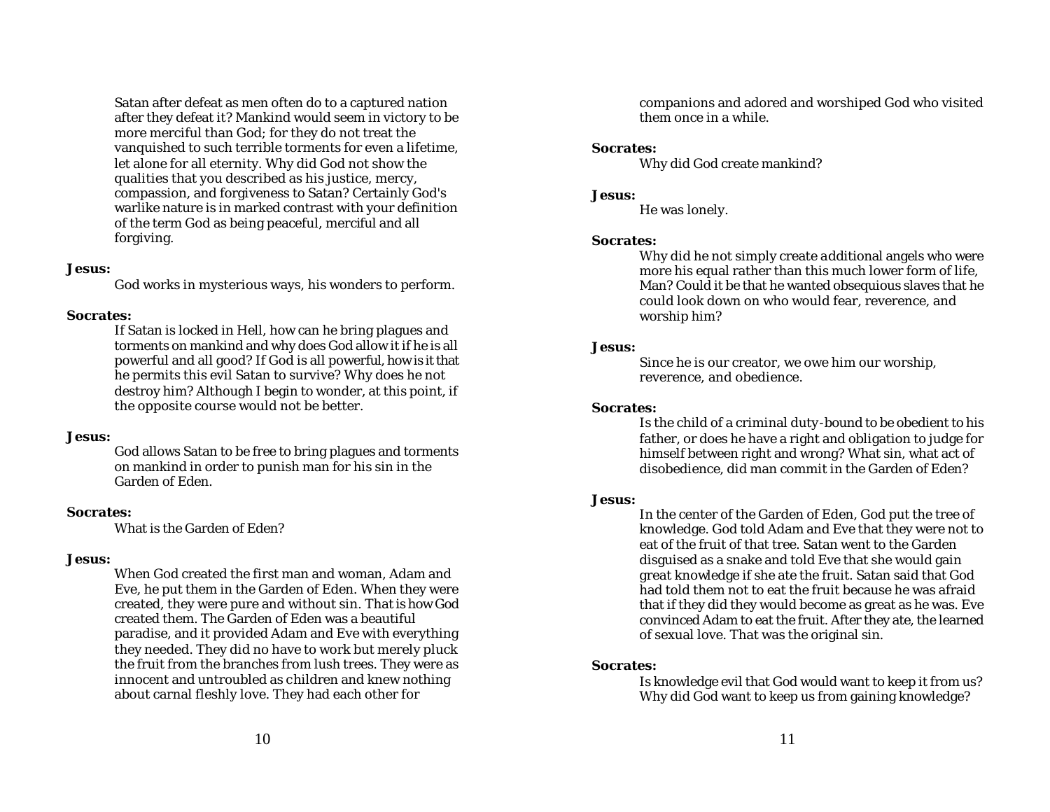Satan after defeat as men often do to a captured nation after they defeat it? Mankind would seem in victory to be more merciful than God; for they do not treat the vanquished to such terrible torments for even a lifetime, let alone for all eternity. Why did God not show the qualities that you described as his justice, mercy, compassion, and forgiveness to Satan? Certainly God's warlike nature is in marked contrast with your definition of the term God as being peaceful, merciful and all forgiving.

**Jesus:**
God works in mysterious ways, his wonders to perform.

**Socrates:**
If Satan is locked in Hell, how can he bring plagues and torments on mankind and why does God allow it if he is all powerful and all good? If God is all powerful, how is it that he permits this evil Satan to survive? Why does he not destroy him? Although I begin to wonder, at this point, if the opposite course would not be better.

**Jesus:**
God allows Satan to be free to bring plagues and torments on mankind in order to punish man for his sin in the Garden of Eden.

**Socrates:**
What is the Garden of Eden?

**Jesus:**
When God created the first man and woman, Adam and Eve, he put them in the Garden of Eden. When they were created, they were pure and without sin. That is how God created them. The Garden of Eden was a beautiful paradise, and it provided Adam and Eve with everything they needed. They did no have to work but merely pluck the fruit from the branches from lush trees. They were as innocent and untroubled as children and knew nothing about carnal fleshly love. They had each other for companions and adored and worshiped God who visited them once in a while.

**Socrates:**
Why did God create mankind?

**Jesus:**
He was lonely.

**Socrates:**
Why did he not simply create additional angels who were more his equal rather than this much lower form of life, Man? Could it be that he wanted obsequious slaves that he could look down on who would fear, reverence, and worship him?

**Jesus:**
Since he is our creator, we owe him our worship, reverence, and obedience.

**Socrates:**
Is the child of a criminal duty-bound to be obedient to his father, or does he have a right and obligation to judge for himself between right and wrong? What sin, what act of disobedience, did man commit in the Garden of Eden?

**Jesus:**
In the center of the Garden of Eden, God put the tree of knowledge. God told Adam and Eve that they were not to eat of the fruit of that tree. Satan went to the Garden disguised as a snake and told Eve that she would gain great knowledge if she ate the fruit. Satan said that God had told them not to eat the fruit because he was afraid that if they did they would become as great as he was. Eve convinced Adam to eat the fruit. After they ate, the learned of sexual love. That was the original sin.

**Socrates:**
Is knowledge evil that God would want to keep it from us? Why did God want to keep us from gaining knowledge?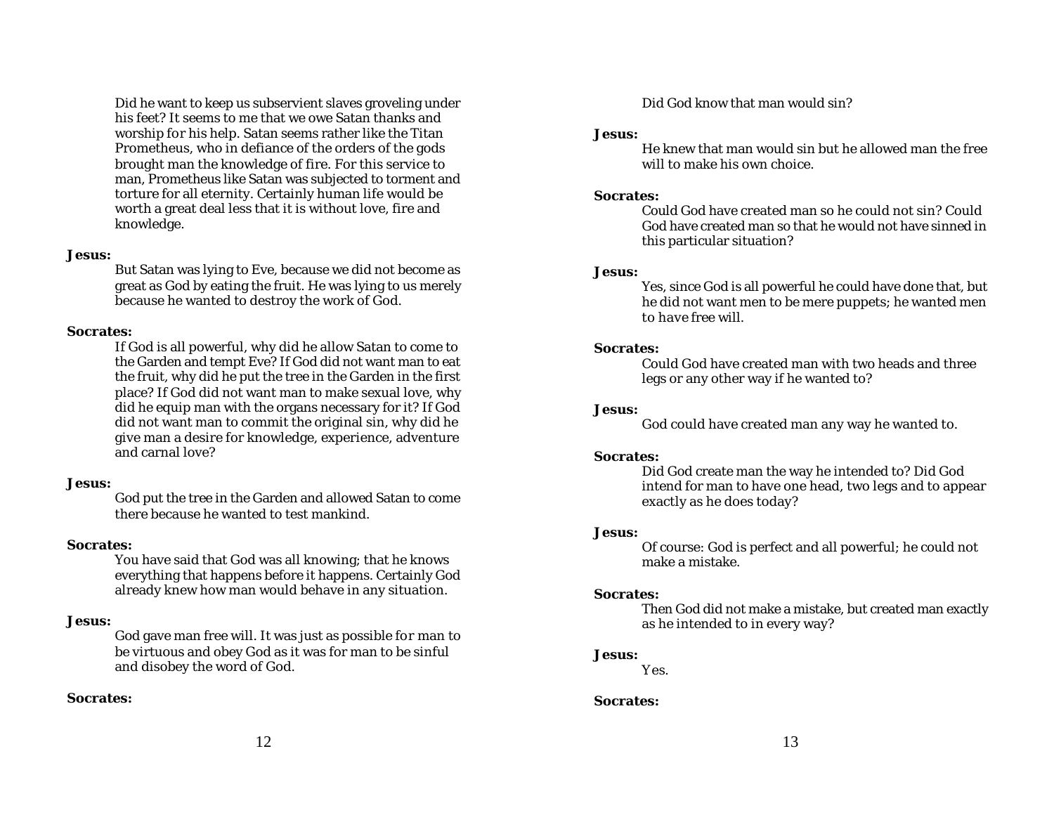Did he want to keep us subservient slaves groveling under his feet? It seems to me that we owe Satan thanks and worship for his help. Satan seems rather like the Titan Prometheus, who in defiance of the orders of the gods brought man the knowledge of fire. For this service to man, Prometheus like Satan was subjected to torment and torture for all eternity. Certainly human life would be worth a great deal less that it is without love, fire and knowledge.

**Jesus:**

But Satan was lying to Eve, because we did not become as great as God by eating the fruit. He was lying to us merely because he wanted to destroy the work of God.

**Socrates:**

If God is all powerful, why did he allow Satan to come to the Garden and tempt Eve? If God did not want man to eat the fruit, why did he put the tree in the Garden in the first place? If God did not want man to make sexual love, why did he equip man with the organs necessary for it? If God did not want man to commit the original sin, why did he give man a desire for knowledge, experience, adventure and carnal love?

**Jesus:**

God put the tree in the Garden and allowed Satan to come there because he wanted to test mankind.

**Socrates:**

You have said that God was all knowing; that he knows everything that happens before it happens. Certainly God already knew how man would behave in any situation.

**Jesus:**

God gave man free will. It was just as possible for man to be virtuous and obey God as it was for man to be sinful and disobey the word of God.

**Socrates:**

Did God know that man would sin?

**Jesus:**

He knew that man would sin but he allowed man the free will to make his own choice.

**Socrates:**

Could God have created man so he could not sin? Could God have created man so that he would not have sinned in this particular situation?

**Jesus:**

Yes, since God is all powerful he could have done that, but he did not want men to be mere puppets; he wanted men to have free will.

**Socrates:**

Could God have created man with two heads and three legs or any other way if he wanted to?

**Jesus:**

God could have created man any way he wanted to.

**Socrates:**

Did God create man the way he intended to? Did God intend for man to have one head, two legs and to appear exactly as he does today?

**Jesus:**

Of course: God is perfect and all powerful; he could not make a mistake.

**Socrates:**

Then God did not make a mistake, but created man exactly as he intended to in every way?

**Jesus:**

Yes.

**Socrates:**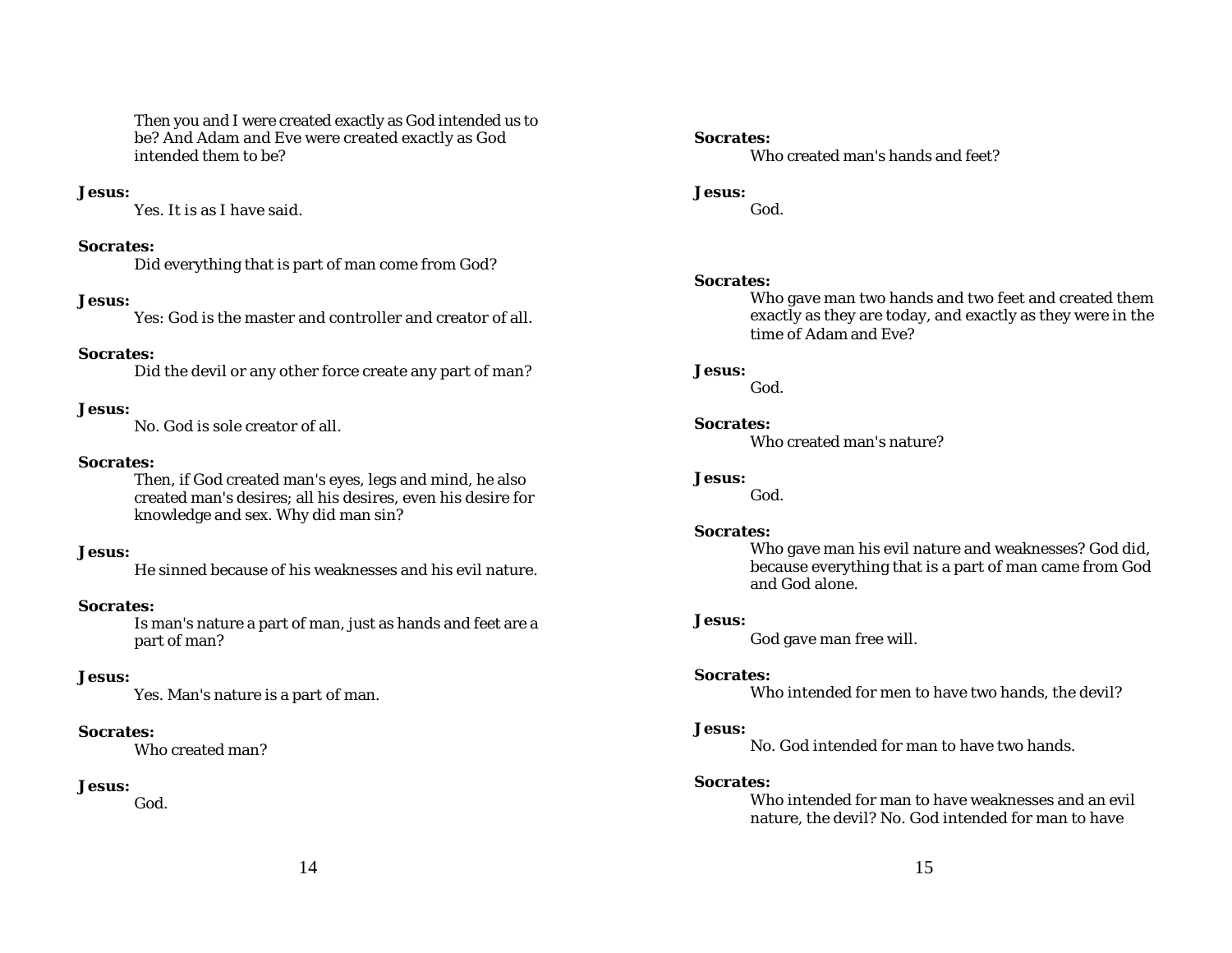Then you and I were created exactly as God intended us to be? And Adam and Eve were created exactly as God intended them to be?

**Jesus:**
Yes. It is as I have said.

**Socrates:**
Did everything that is part of man come from God?

**Jesus:**
Yes: God is the master and controller and creator of all.

**Socrates:**
Did the devil or any other force create any part of man?

**Jesus:**
No. God is sole creator of all.

**Socrates:**
Then, if God created man's eyes, legs and mind, he also created man's desires; all his desires, even his desire for knowledge and sex. Why did man sin?

**Jesus:**
He sinned because of his weaknesses and his evil nature.

**Socrates:**
Is man's nature a part of man, just as hands and feet are a part of man?

**Jesus:**
Yes. Man's nature is a part of man.

**Socrates:**
Who created man?

**Jesus:**
God.

**Socrates:**
Who created man's hands and feet?

**Jesus:**
God.

**Socrates:**
Who gave man two hands and two feet and created them exactly as they are today, and exactly as they were in the time of Adam and Eve?

**Jesus:**
God.

**Socrates:**
Who created man's nature?

**Jesus:**
God.

**Socrates:**
Who gave man his evil nature and weaknesses? God did, because everything that is a part of man came from God and God alone.

**Jesus:**
God gave man free will.

**Socrates:**
Who intended for men to have two hands, the devil?

**Jesus:**
No. God intended for man to have two hands.

**Socrates:**
Who intended for man to have weaknesses and an evil nature, the devil? No. God intended for man to have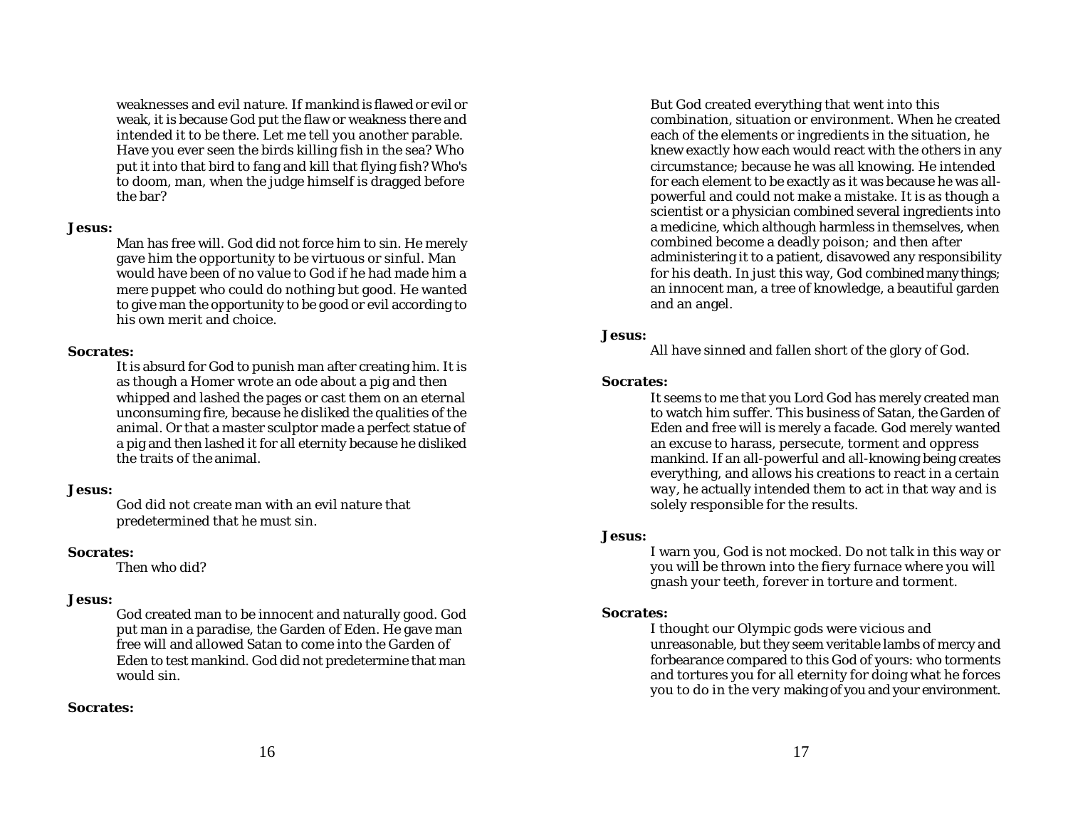weaknesses and evil nature. If mankind is flawed or evil or weak, it is because God put the flaw or weakness there and intended it to be there. Let me tell you another parable. Have you ever seen the birds killing fish in the sea? Who put it into that bird to fang and kill that flying fish? Who's to doom, man, when the judge himself is dragged before the bar?

**Jesus:**

Man has free will. God did not force him to sin. He merely gave him the opportunity to be virtuous or sinful. Man would have been of no value to God if he had made him a mere puppet who could do nothing but good. He wanted to give man the opportunity to be good or evil according to his own merit and choice.

**Socrates:**

It is absurd for God to punish man after creating him. It is as though a Homer wrote an ode about a pig and then whipped and lashed the pages or cast them on an eternal unconsuming fire, because he disliked the qualities of the animal. Or that a master sculptor made a perfect statue of a pig and then lashed it for all eternity because he disliked the traits of the animal.

**Jesus:**

God did not create man with an evil nature that predetermined that he must sin.

**Socrates:**

Then who did?

**Jesus:**

God created man to be innocent and naturally good. God put man in a paradise, the Garden of Eden. He gave man free will and allowed Satan to come into the Garden of Eden to test mankind. God did not predetermine that man would sin.

**Socrates:**

But God created everything that went into this combination, situation or environment. When he created each of the elements or ingredients in the situation, he knew exactly how each would react with the others in any circumstance; because he was all knowing. He intended for each element to be exactly as it was because he was all-powerful and could not make a mistake. It is as though a scientist or a physician combined several ingredients into a medicine, which although harmless in themselves, when combined become a deadly poison; and then after administering it to a patient, disavowed any responsibility for his death. In just this way, God combined many things; an innocent man, a tree of knowledge, a beautiful garden and an angel.

**Jesus:**

All have sinned and fallen short of the glory of God.

**Socrates:**

It seems to me that you Lord God has merely created man to watch him suffer. This business of Satan, the Garden of Eden and free will is merely a facade. God merely wanted an excuse to harass, persecute, torment and oppress mankind. If an all-powerful and all-knowing being creates everything, and allows his creations to react in a certain way, he actually intended them to act in that way and is solely responsible for the results.

**Jesus:**

I warn you, God is not mocked. Do not talk in this way or you will be thrown into the fiery furnace where you will gnash your teeth, forever in torture and torment.

**Socrates:**

I thought our Olympic gods were vicious and unreasonable, but they seem veritable lambs of mercy and forbearance compared to this God of yours: who torments and tortures you for all eternity for doing what he forces you to do in the very making of you and your environment.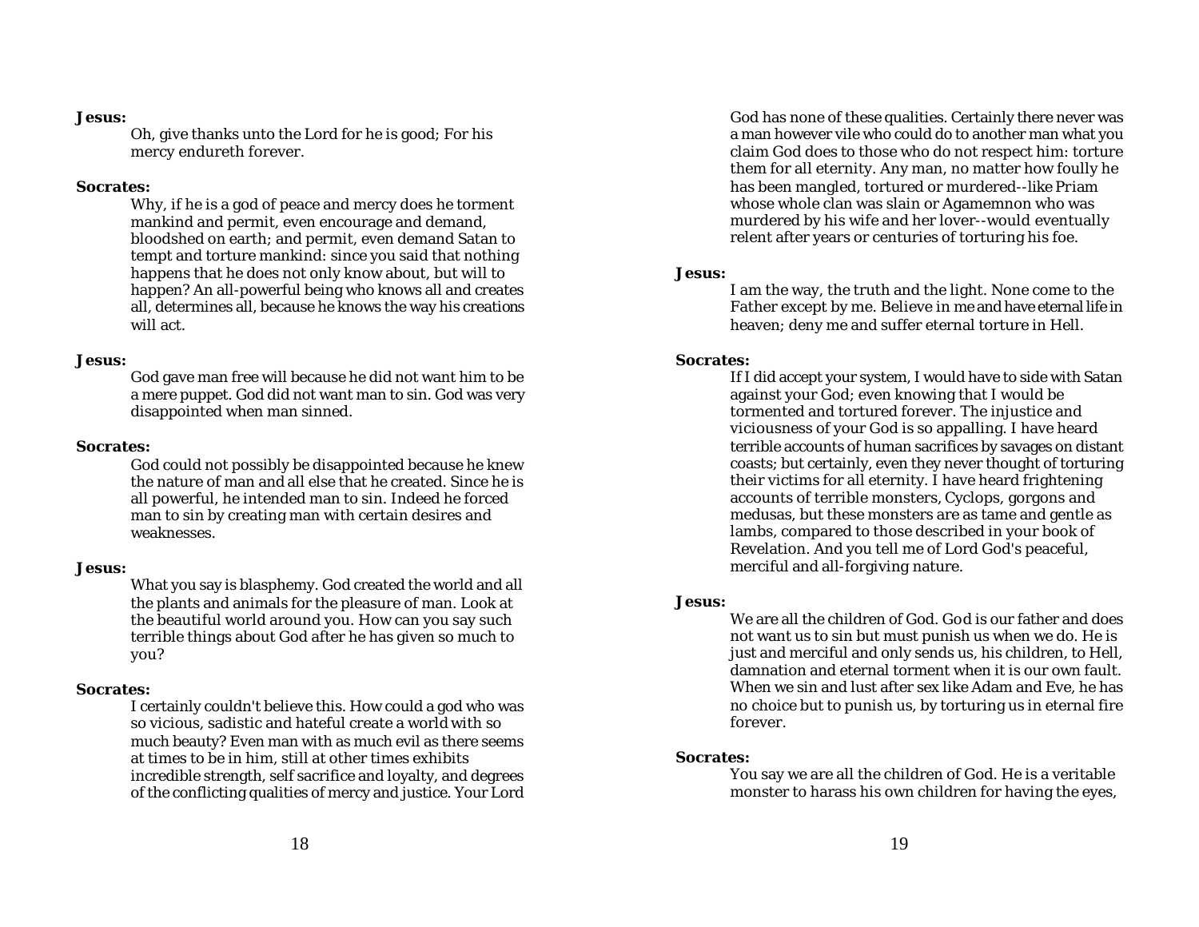**Jesus:**

Oh, give thanks unto the Lord for he is good; For his mercy endureth forever.

**Socrates:**

Why, if he is a god of peace and mercy does he torment mankind and permit, even encourage and demand, bloodshed on earth; and permit, even demand Satan to tempt and torture mankind: since you said that nothing happens that he does not only know about, but will to happen? An all-powerful being who knows all and creates all, determines all, because he knows the way his creations will act.

**Jesus:**

God gave man free will because he did not want him to be a mere puppet. God did not want man to sin. God was very disappointed when man sinned.

**Socrates:**

God could not possibly be disappointed because he knew the nature of man and all else that he created. Since he is all powerful, he intended man to sin. Indeed he forced man to sin by creating man with certain desires and weaknesses.

**Jesus:**

What you say is blasphemy. God created the world and all the plants and animals for the pleasure of man. Look at the beautiful world around you. How can you say such terrible things about God after he has given so much to you?

**Socrates:**

I certainly couldn't believe this. How could a god who was so vicious, sadistic and hateful create a world with so much beauty? Even man with as much evil as there seems at times to be in him, still at other times exhibits incredible strength, self sacrifice and loyalty, and degrees of the conflicting qualities of mercy and justice. Your Lord God has none of these qualities. Certainly there never was a man however vile who could do to another man what you claim God does to those who do not respect him: torture them for all eternity. Any man, no matter how foully he has been mangled, tortured or murdered--like Priam whose whole clan was slain or Agamemnon who was murdered by his wife and her lover--would eventually relent after years or centuries of torturing his foe.

**Jesus:**

I am the way, the truth and the light. None come to the Father except by me. Believe in me and have eternal life in heaven; deny me and suffer eternal torture in Hell.

**Socrates:**

If I did accept your system, I would have to side with Satan against your God; even knowing that I would be tormented and tortured forever. The injustice and viciousness of your God is so appalling. I have heard terrible accounts of human sacrifices by savages on distant coasts; but certainly, even they never thought of torturing their victims for all eternity. I have heard frightening accounts of terrible monsters, Cyclops, gorgons and medusas, but these monsters are as tame and gentle as lambs, compared to those described in your book of Revelation. And you tell me of Lord God's peaceful, merciful and all-forgiving nature.

**Jesus:**

We are all the children of God. God is our father and does not want us to sin but must punish us when we do. He is just and merciful and only sends us, his children, to Hell, damnation and eternal torment when it is our own fault. When we sin and lust after sex like Adam and Eve, he has no choice but to punish us, by torturing us in eternal fire forever.

**Socrates:**

You say we are all the children of God. He is a veritable monster to harass his own children for having the eyes,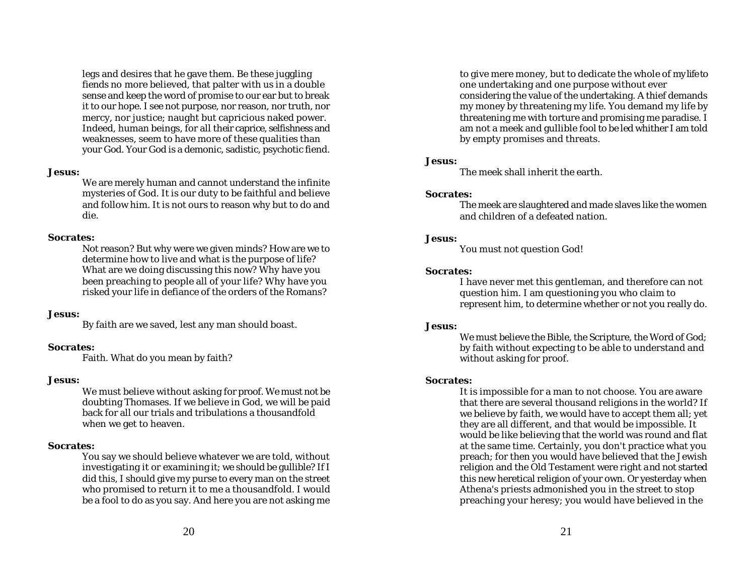legs and desires that he gave them. Be these juggling fiends no more believed, that palter with us in a double sense and keep the word of promise to our ear but to break it to our hope. I see not purpose, nor reason, nor truth, nor mercy, nor justice; naught but capricious naked power. Indeed, human beings, for all their caprice, selfishness and weaknesses, seem to have more of these qualities than your God. Your God is a demonic, sadistic, psychotic fiend.

**Jesus:**

We are merely human and cannot understand the infinite mysteries of God. It is our duty to be faithful and believe and follow him. It is not ours to reason why but to do and die.

**Socrates:**

Not reason? But why were we given minds? How are we to determine how to live and what is the purpose of life? What are we doing discussing this now? Why have you been preaching to people all of your life? Why have you risked your life in defiance of the orders of the Romans?

**Jesus:**

By faith are we saved, lest any man should boast.

**Socrates:**

Faith. What do you mean by faith?

**Jesus:**

We must believe without asking for proof. We must not be doubting Thomases. If we believe in God, we will be paid back for all our trials and tribulations a thousandfold when we get to heaven.

**Socrates:**

You say we should believe whatever we are told, without investigating it or examining it; we should be gullible? If I did this, I should give my purse to every man on the street who promised to return it to me a thousandfold. I would be a fool to do as you say. And here you are not asking me to give mere money, but to dedicate the whole of my life to one undertaking and one purpose without ever considering the value of the undertaking. A thief demands my money by threatening my life. You demand my life by threatening me with torture and promising me paradise. I am not a meek and gullible fool to be led whither I am told by empty promises and threats.

**Jesus:**

The meek shall inherit the earth.

**Socrates:**

The meek are slaughtered and made slaves like the women and children of a defeated nation.

**Jesus:**

You must not question God!

**Socrates:**

I have never met this gentleman, and therefore can not question him. I am questioning you who claim to represent him, to determine whether or not you really do.

**Jesus:**

We must believe the Bible, the Scripture, the Word of God; by faith without expecting to be able to understand and without asking for proof.

**Socrates:**

It is impossible for a man to not choose. You are aware that there are several thousand religions in the world? If we believe by faith, we would have to accept them all; yet they are all different, and that would be impossible. It would be like believing that the world was round and flat at the same time. Certainly, you don't practice what you preach; for then you would have believed that the Jewish religion and the Old Testament were right and not started this new heretical religion of your own. Or yesterday when Athena's priests admonished you in the street to stop preaching your heresy; you would have believed in the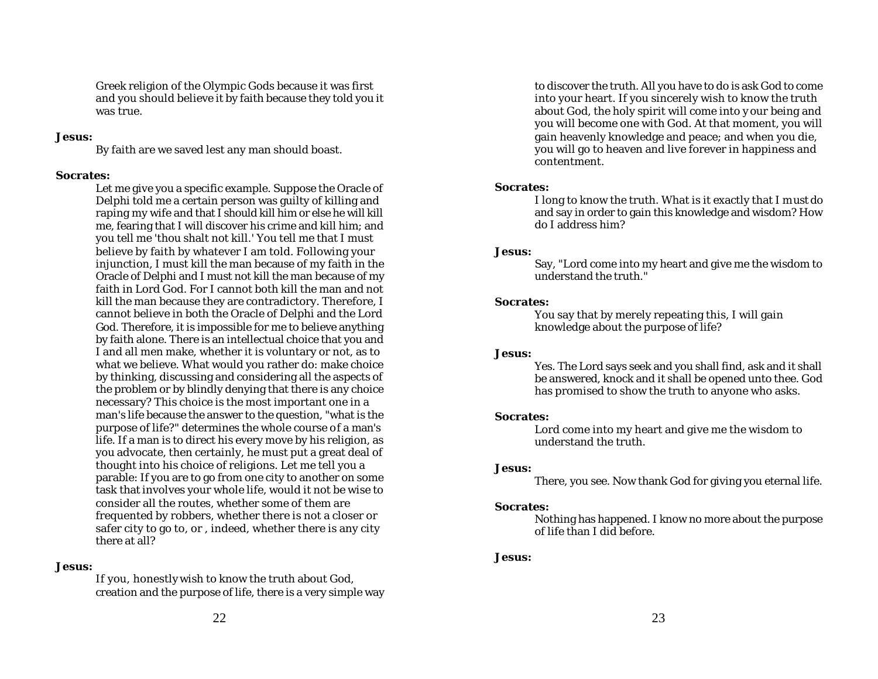Greek religion of the Olympic Gods because it was first and you should believe it by faith because they told you it was true.

**Jesus:**

By faith are we saved lest any man should boast.

**Socrates:**

Let me give you a specific example. Suppose the Oracle of Delphi told me a certain person was guilty of killing and raping my wife and that I should kill him or else he will kill me, fearing that I will discover his crime and kill him; and you tell me 'thou shalt not kill.' You tell me that I must believe by faith by whatever I am told. Following your injunction, I must kill the man because of my faith in the Oracle of Delphi and I must not kill the man because of my faith in Lord God. For I cannot both kill the man and not kill the man because they are contradictory. Therefore, I cannot believe in both the Oracle of Delphi and the Lord God. Therefore, it is impossible for me to believe anything by faith alone. There is an intellectual choice that you and I and all men make, whether it is voluntary or not, as to what we believe. What would you rather do: make choice by thinking, discussing and considering all the aspects of the problem or by blindly denying that there is any choice necessary? This choice is the most important one in a man's life because the answer to the question, "what is the purpose of life?" determines the whole course of a man's life. If a man is to direct his every move by his religion, as you advocate, then certainly, he must put a great deal of thought into his choice of religions. Let me tell you a parable: If you are to go from one city to another on some task that involves your whole life, would it not be wise to consider all the routes, whether some of them are frequented by robbers, whether there is not a closer or safer city to go to, or , indeed, whether there is any city there at all?

**Jesus:**

If you, honestly wish to know the truth about God, creation and the purpose of life, there is a very simple way to discover the truth. All you have to do is ask God to come into your heart. If you sincerely wish to know the truth about God, the holy spirit will come into your being and you will become one with God. At that moment, you will gain heavenly knowledge and peace; and when you die, you will go to heaven and live forever in happiness and contentment.

**Socrates:**

I long to know the truth. What is it exactly that I must do and say in order to gain this knowledge and wisdom? How do I address him?

**Jesus:**

Say, "Lord come into my heart and give me the wisdom to understand the truth."

**Socrates:**

You say that by merely repeating this, I will gain knowledge about the purpose of life?

**Jesus:**

Yes. The Lord says seek and you shall find, ask and it shall be answered, knock and it shall be opened unto thee. God has promised to show the truth to anyone who asks.

**Socrates:**

Lord come into my heart and give me the wisdom to understand the truth.

**Jesus:**

There, you see. Now thank God for giving you eternal life.

**Socrates:**

Nothing has happened. I know no more about the purpose of life than I did before.

**Jesus:**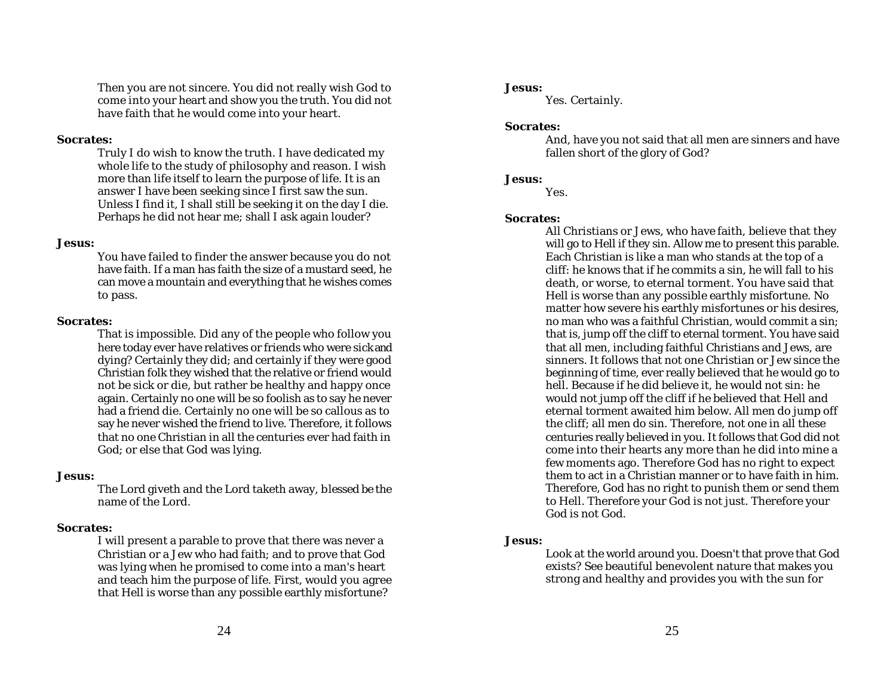Then you are not sincere. You did not really wish God to come into your heart and show you the truth. You did not have faith that he would come into your heart.

**Socrates:**

Truly I do wish to know the truth. I have dedicated my whole life to the study of philosophy and reason. I wish more than life itself to learn the purpose of life. It is an answer I have been seeking since I first saw the sun. Unless I find it, I shall still be seeking it on the day I die. Perhaps he did not hear me; shall I ask again louder?

**Jesus:**

You have failed to finder the answer because you do not have faith. If a man has faith the size of a mustard seed, he can move a mountain and everything that he wishes comes to pass.

**Socrates:**

That is impossible. Did any of the people who follow you here today ever have relatives or friends who were sick and dying? Certainly they did; and certainly if they were good Christian folk they wished that the relative or friend would not be sick or die, but rather be healthy and happy once again. Certainly no one will be so foolish as to say he never had a friend die. Certainly no one will be so callous as to say he never wished the friend to live. Therefore, it follows that no one Christian in all the centuries ever had faith in God; or else that God was lying.

**Jesus:**

The Lord giveth and the Lord taketh away, blessed be the name of the Lord.

**Socrates:**

I will present a parable to prove that there was never a Christian or a Jew who had faith; and to prove that God was lying when he promised to come into a man's heart and teach him the purpose of life. First, would you agree that Hell is worse than any possible earthly misfortune?

**Jesus:**

Yes. Certainly.

**Socrates:**

And, have you not said that all men are sinners and have fallen short of the glory of God?

**Jesus:**

Yes.

**Socrates:**

All Christians or Jews, who have faith, believe that they will go to Hell if they sin. Allow me to present this parable. Each Christian is like a man who stands at the top of a cliff: he knows that if he commits a sin, he will fall to his death, or worse, to eternal torment. You have said that Hell is worse than any possible earthly misfortune. No matter how severe his earthly misfortunes or his desires, no man who was a faithful Christian, would commit a sin; that is, jump off the cliff to eternal torment. You have said that all men, including faithful Christians and Jews, are sinners. It follows that not one Christian or Jew since the beginning of time, ever really believed that he would go to hell. Because if he did believe it, he would not sin: he would not jump off the cliff if he believed that Hell and eternal torment awaited him below. All men do jump off the cliff; all men do sin. Therefore, not one in all these centuries really believed in you. It follows that God did not come into their hearts any more than he did into mine a few moments ago. Therefore God has no right to expect them to act in a Christian manner or to have faith in him. Therefore, God has no right to punish them or send them to Hell. Therefore your God is not just. Therefore your God is not God.

**Jesus:**

Look at the world around you. Doesn't that prove that God exists? See beautiful benevolent nature that makes you strong and healthy and provides you with the sun for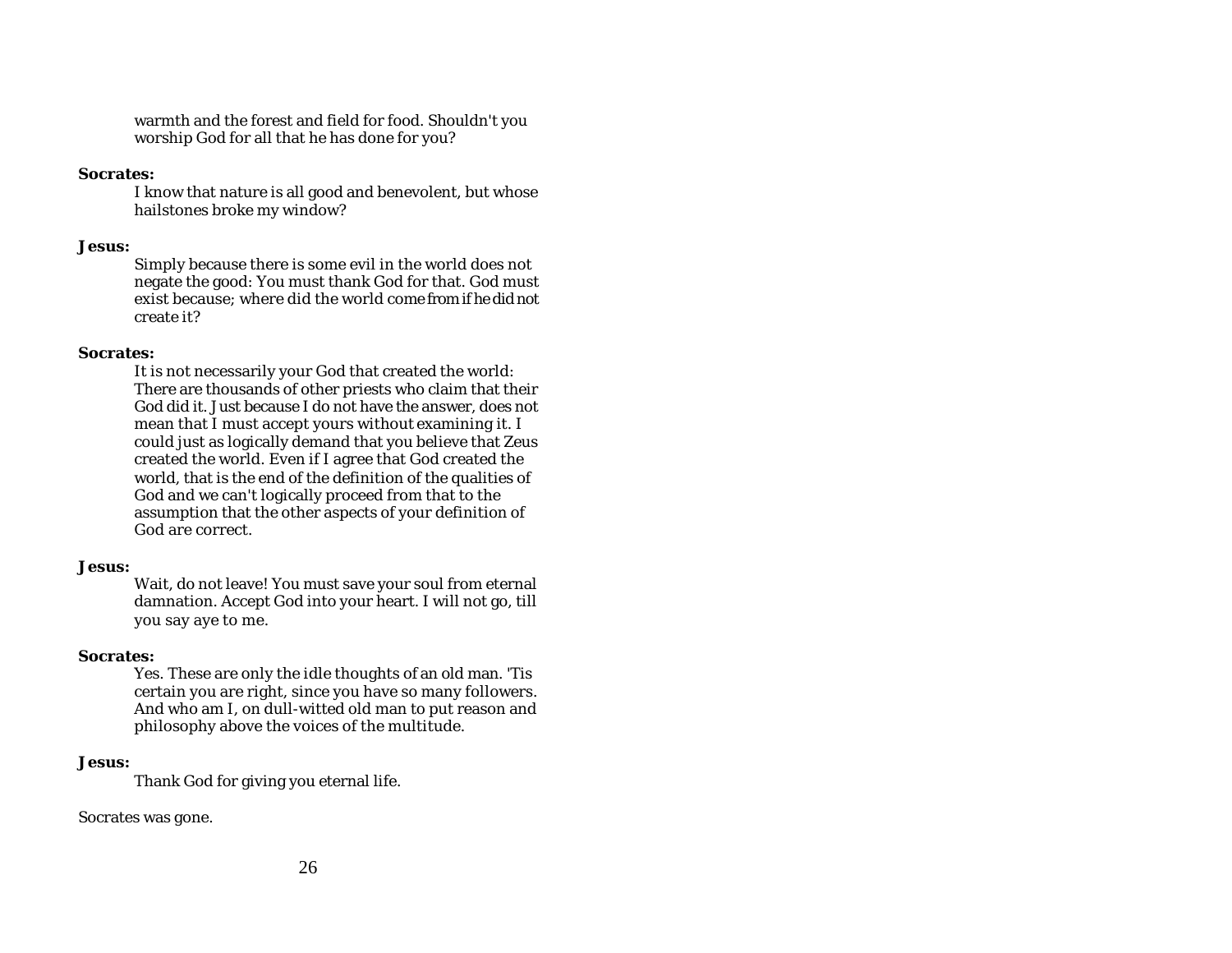warmth and the forest and field for food. Shouldn't you worship God for all that he has done for you?

**Socrates:**

I know that nature is all good and benevolent, but whose hailstones broke my window?

**Jesus:**

Simply because there is some evil in the world does not negate the good: You must thank God for that. God must exist because; where did the world come from if he did not create it?

**Socrates:**

It is not necessarily your God that created the world: There are thousands of other priests who claim that their God did it. Just because I do not have the answer, does not mean that I must accept yours without examining it. I could just as logically demand that you believe that Zeus created the world. Even if I agree that God created the world, that is the end of the definition of the qualities of God and we can't logically proceed from that to the assumption that the other aspects of your definition of God are correct.

**Jesus:**

Wait, do not leave! You must save your soul from eternal damnation. Accept God into your heart. I will not go, till you say aye to me.

**Socrates:**

Yes. These are only the idle thoughts of an old man. 'Tis certain you are right, since you have so many followers. And who am I, on dull-witted old man to put reason and philosophy above the voices of the multitude.

**Jesus:**

Thank God for giving you eternal life.

Socrates was gone.